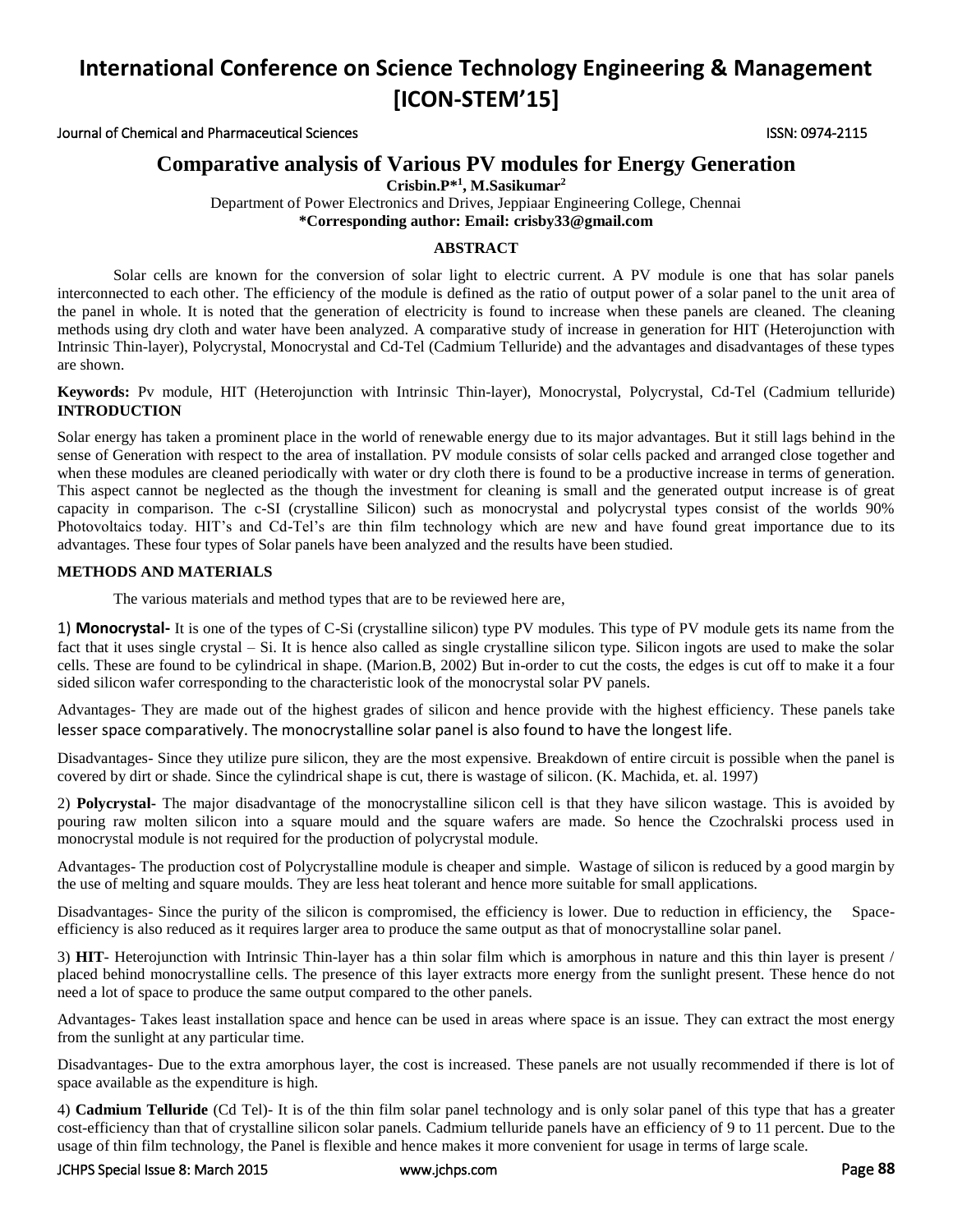# Comparative analysis of Various PV modules for Energy Generation

**Crisbin.P*[1], M.Sasikumar[2]**

Department of Power Electronics and Drives, Jeppiaar Engineering College, Chennai

**\*Corresponding author: Email: crisby33@gmail.com**

## ABSTRACT

Solar cells are known for the conversion of solar light to electric current. A PV module is one that has solar panels interconnected to each other. The efficiency of the module is defined as the ratio of output power of a solar panel to the unit area of the panel in whole. It is noted that the generation of electricity is found to increase when these panels are cleaned. The cleaning methods using dry cloth and water have been analyzed. A comparative study of increase in generation for HIT (Heterojunction with Intrinsic Thin-layer), Polycrystal, Monocrystal and Cd-Tel (Cadmium Telluride) and the advantages and disadvantages of these types are shown.

**Keywords:** Pv module, HIT (Heterojunction with Intrinsic Thin-layer), Monocrystal, Polycrystal, Cd-Tel (Cadmium telluride)

## INTRODUCTION

Solar energy has taken a prominent place in the world of renewable energy due to its major advantages. But it still lags behind in the sense of Generation with respect to the area of installation. PV module consists of solar cells packed and arranged close together and when these modules are cleaned periodically with water or dry cloth there is found to be a productive increase in terms of generation. This aspect cannot be neglected as the though the investment for cleaning is small and the generated output increase is of great capacity in comparison. The c-SI (crystalline Silicon) such as monocrystal and polycrystal types consist of the worlds 90% Photovoltaics today. HIT's and Cd-Tel's are thin film technology which are new and have found great importance due to its advantages. These four types of Solar panels have been analyzed and the results have been studied.

## METHODS AND MATERIALS

The various materials and method types that are to be reviewed here are,

1) **Monocrystal-** It is one of the types of C-Si (crystalline silicon) type PV modules. This type of PV module gets its name from the fact that it uses single crystal – Si. It is hence also called as single crystalline silicon type. Silicon ingots are used to make the solar cells. These are found to be cylindrical in shape. (Marion.B, 2002) But in-order to cut the costs, the edges is cut off to make it a four sided silicon wafer corresponding to the characteristic look of the monocrystal solar PV panels.

Advantages- They are made out of the highest grades of silicon and hence provide with the highest efficiency. These panels take lesser space comparatively. The monocrystalline solar panel is also found to have the longest life.

Disadvantages- Since they utilize pure silicon, they are the most expensive. Breakdown of entire circuit is possible when the panel is covered by dirt or shade. Since the cylindrical shape is cut, there is wastage of silicon. (K. Machida, et. al. 1997)

2) **Polycrystal-** The major disadvantage of the monocrystalline silicon cell is that they have silicon wastage. This is avoided by pouring raw molten silicon into a square mould and the square wafers are made. So hence the Czochralski process used in monocrystal module is not required for the production of polycrystal module.

Advantages- The production cost of Polycrystalline module is cheaper and simple. Wastage of silicon is reduced by a good margin by the use of melting and square moulds. They are less heat tolerant and hence more suitable for small applications.

Disadvantages- Since the purity of the silicon is compromised, the efficiency is lower. Due to reduction in efficiency, the Space-efficiency is also reduced as it requires larger area to produce the same output as that of monocrystalline solar panel.

3) **HIT**- Heterojunction with Intrinsic Thin-layer has a thin solar film which is amorphous in nature and this thin layer is present / placed behind monocrystalline cells. The presence of this layer extracts more energy from the sunlight present. These hence do not need a lot of space to produce the same output compared to the other panels.

Advantages- Takes least installation space and hence can be used in areas where space is an issue. They can extract the most energy from the sunlight at any particular time.

Disadvantages- Due to the extra amorphous layer, the cost is increased. These panels are not usually recommended if there is lot of space available as the expenditure is high.

4) **Cadmium Telluride** (Cd Tel)- It is of the thin film solar panel technology and is only solar panel of this type that has a greater cost-efficiency than that of crystalline silicon solar panels. Cadmium telluride panels have an efficiency of 9 to 11 percent. Due to the usage of thin film technology, the Panel is flexible and hence makes it more convenient for usage in terms of large scale.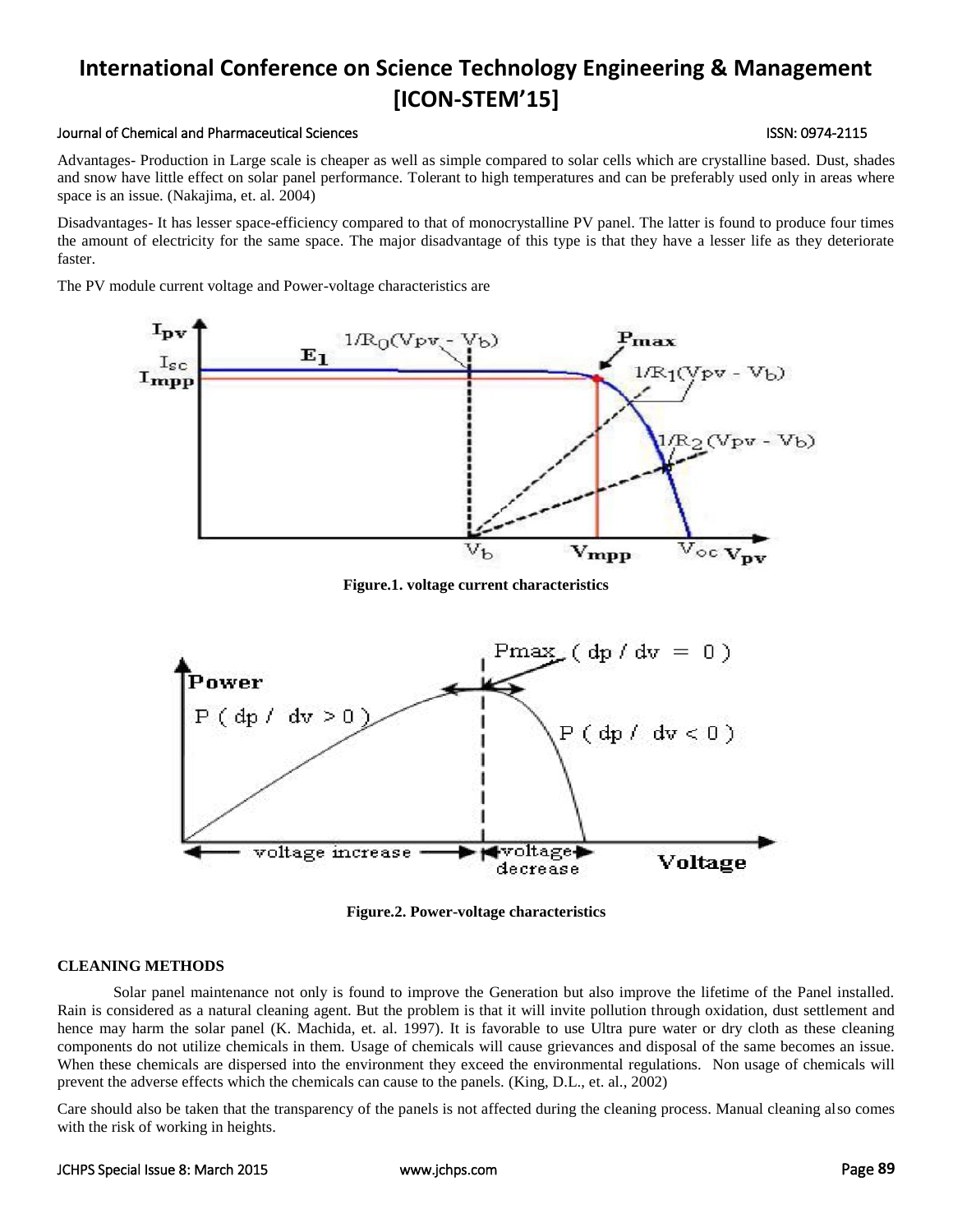Advantages- Production in Large scale is cheaper as well as simple compared to solar cells which are crystalline based. Dust, shades and snow have little effect on solar panel performance. Tolerant to high temperatures and can be preferably used only in areas where space is an issue. (Nakajima, et. al. 2004)

Disadvantages- It has lesser space-efficiency compared to that of monocrystalline PV panel. The latter is found to produce four times the amount of electricity for the same space. The major disadvantage of this type is that they have a lesser life as they deteriorate faster.

The PV module current voltage and Power-voltage characteristics are

**Figure.1. voltage current characteristics**

**Figure.2. Power-voltage characteristics**

**CLEANING METHODS**

Solar panel maintenance not only is found to improve the Generation but also improve the lifetime of the Panel installed. Rain is considered as a natural cleaning agent. But the problem is that it will invite pollution through oxidation, dust settlement and hence may harm the solar panel (K. Machida, et. al. 1997). It is favorable to use Ultra pure water or dry cloth as these cleaning components do not utilize chemicals in them. Usage of chemicals will cause grievances and disposal of the same becomes an issue. When these chemicals are dispersed into the environment they exceed the environmental regulations. Non usage of chemicals will prevent the adverse effects which the chemicals can cause to the panels. (King, D.L., et. al., 2002)

Care should also be taken that the transparency of the panels is not affected during the cleaning process. Manual cleaning also comes with the risk of working in heights.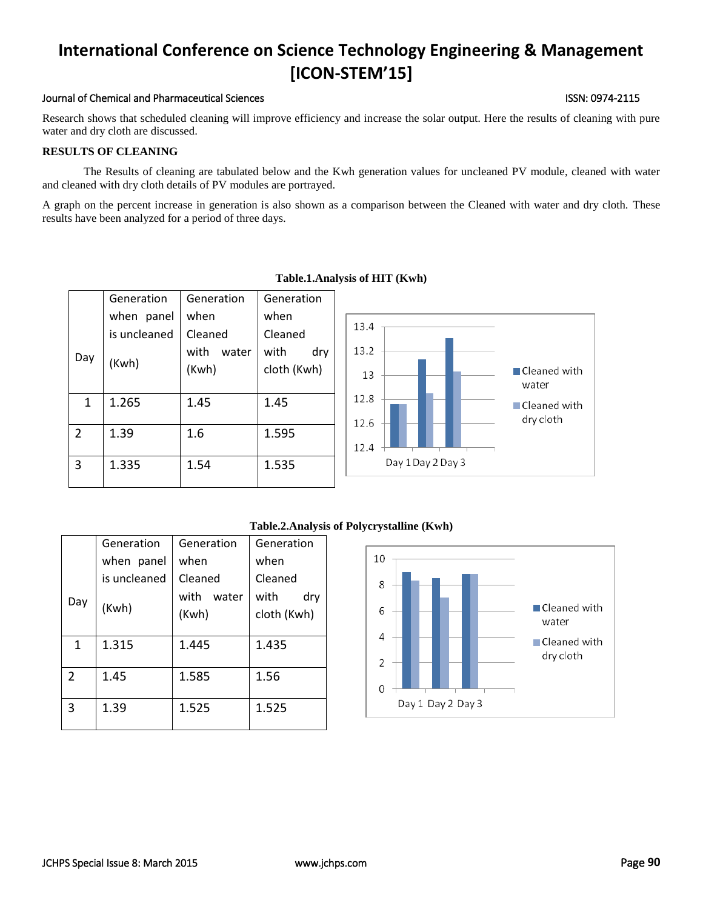Research shows that scheduled cleaning will improve efficiency and increase the solar output. Here the results of cleaning with pure water and dry cloth are discussed.

**RESULTS OF CLEANING**

The Results of cleaning are tabulated below and the Kwh generation values for uncleaned PV module, cleaned with water and cleaned with dry cloth details of PV modules are portrayed.

A graph on the percent increase in generation is also shown as a comparison between the Cleaned with water and dry cloth. These results have been analyzed for a period of three days.

**Table.1.Analysis of HIT (Kwh)**

| Day | Generation when panel is uncleaned (Kwh) | Generation when Cleaned with water (Kwh) | Generation when Cleaned with dry cloth (Kwh) |
|---|---|---|---|
| 1 | 1.265 | 1.45 | 1.45 |
| 2 | 1.39 | 1.6 | 1.595 |
| 3 | 1.335 | 1.54 | 1.535 |

**Table.2.Analysis of Polycrystalline (Kwh)**

| Day | Generation when panel is uncleaned (Kwh) | Generation when Cleaned with water (Kwh) | Generation when Cleaned with dry cloth (Kwh) |
|---|---|---|---|
| 1 | 1.315 | 1.445 | 1.435 |
| 2 | 1.45 | 1.585 | 1.56 |
| 3 | 1.39 | 1.525 | 1.525 |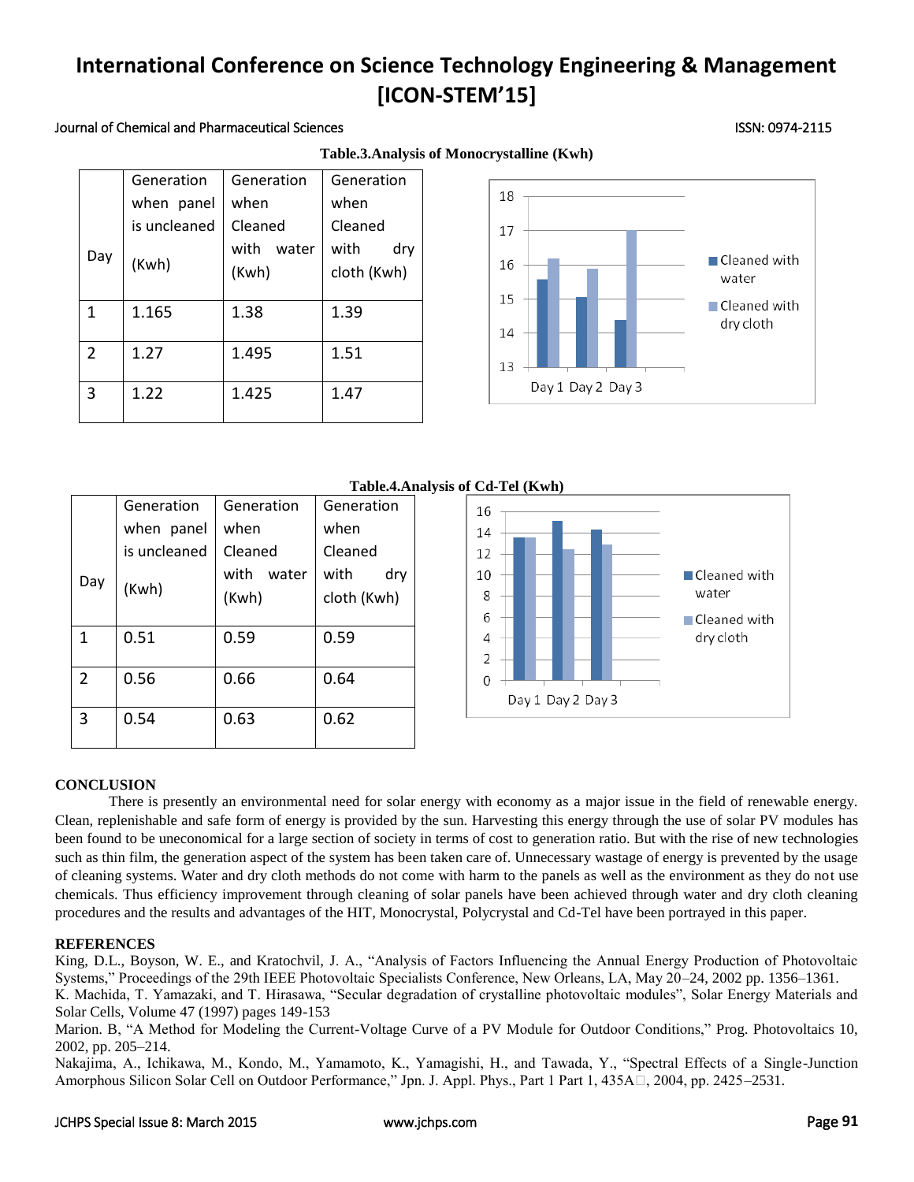**Table.3.Analysis of Monocrystalline (Kwh)**

| Day | Generation when panel is uncleaned (Kwh) | Generation when Cleaned with water (Kwh) | Generation when Cleaned with dry cloth (Kwh) |
|---|---|---|---|
| 1 | 1.165 | 1.38 | 1.39 |
| 2 | 1.27 | 1.495 | 1.51 |
| 3 | 1.22 | 1.425 | 1.47 |

18
17
16
15
14
13
Day 1 Day 2 Day 3
Cleaned with water
Cleaned with dry cloth

**Table.4.Analysis of Cd-Tel (Kwh)**

| Day | Generation when panel is uncleaned (Kwh) | Generation when Cleaned with water (Kwh) | Generation when Cleaned with dry cloth (Kwh) |
|---|---|---|---|
| 1 | 0.51 | 0.59 | 0.59 |
| 2 | 0.56 | 0.66 | 0.64 |
| 3 | 0.54 | 0.63 | 0.62 |

16
14
12
10
8
6
4
2
0
Day 1 Day 2 Day 3
Cleaned with water
Cleaned with dry cloth

## CONCLUSION

There is presently an environmental need for solar energy with economy as a major issue in the field of renewable energy. Clean, replenishable and safe form of energy is provided by the sun. Harvesting this energy through the use of solar PV modules has been found to be uneconomical for a large section of society in terms of cost to generation ratio. But with the rise of new technologies such as thin film, the generation aspect of the system has been taken care of. Unnecessary wastage of energy is prevented by the usage of cleaning systems. Water and dry cloth methods do not come with harm to the panels as well as the environment as they do not use chemicals. Thus efficiency improvement through cleaning of solar panels have been achieved through water and dry cloth cleaning procedures and the results and advantages of the HIT, Monocrystal, Polycrystal and Cd-Tel have been portrayed in this paper.

## REFERENCES

King, D.L., Boyson, W. E., and Kratochvil, J. A., "Analysis of Factors Influencing the Annual Energy Production of Photovoltaic Systems," Proceedings of the 29th IEEE Photovoltaic Specialists Conference, New Orleans, LA, May 20–24, 2002 pp. 1356–1361.

K. Machida, T. Yamazaki, and T. Hirasawa, "Secular degradation of crystalline photovoltaic modules", Solar Energy Materials and Solar Cells, Volume 47 (1997) pages 149-153

Marion. B, "A Method for Modeling the Current-Voltage Curve of a PV Module for Outdoor Conditions," Prog. Photovoltaics 10, 2002, pp. 205–214.

Nakajima, A., Ichikawa, M., Kondo, M., Yamamoto, K., Yamagishi, H., and Tawada, Y., "Spectral Effects of a Single-Junction Amorphous Silicon Solar Cell on Outdoor Performance," Jpn. J. Appl. Phys., Part 1 Part 1, 435A□, 2004, pp. 2425–2531.